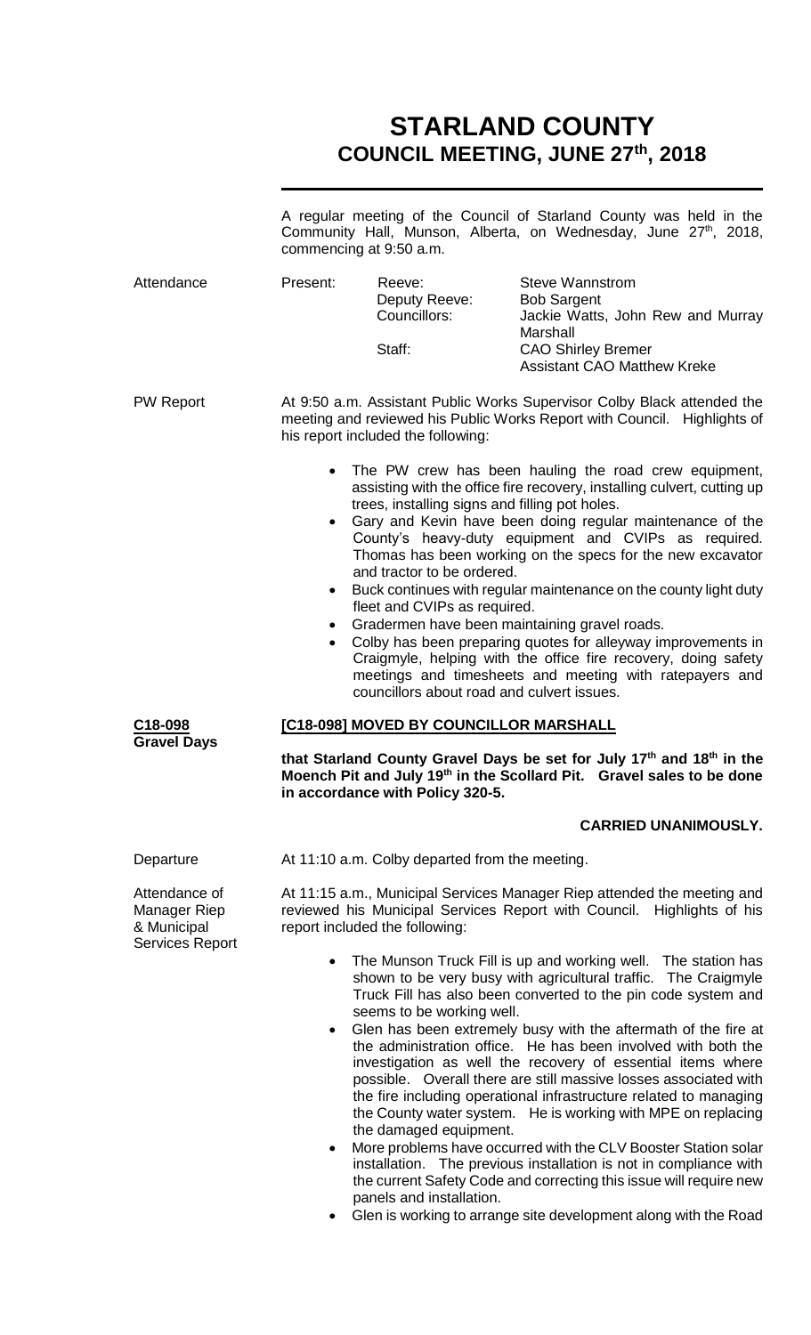# STARLAND COUNTY
## COUNCIL MEETING, JUNE 27th, 2018

A regular meeting of the Council of Starland County was held in the Community Hall, Munson, Alberta, on Wednesday, June 27th, 2018, commencing at 9:50 a.m.

**Attendance**

| Present: | Reeve: | Steve Wannstrom |
|---|---|---|
| | Deputy Reeve: | Bob Sargent |
| | Councillors: | Jackie Watts, John Rew and Murray Marshall |
| | Staff: | CAO Shirley Bremer |
| | | Assistant CAO Matthew Kreke |

**PW Report**

At 9:50 a.m. Assistant Public Works Supervisor Colby Black attended the meeting and reviewed his Public Works Report with Council. Highlights of his report included the following:

- The PW crew has been hauling the road crew equipment, assisting with the office fire recovery, installing culvert, cutting up trees, installing signs and filling pot holes.
- Gary and Kevin have been doing regular maintenance of the County's heavy-duty equipment and CVIPs as required. Thomas has been working on the specs for the new excavator and tractor to be ordered.
- Buck continues with regular maintenance on the county light duty fleet and CVIPs as required.
- Gradermen have been maintaining gravel roads.
- Colby has been preparing quotes for alleyway improvements in Craigmyle, helping with the office fire recovery, doing safety meetings and timesheets and meeting with ratepayers and councillors about road and culvert issues.

**C18-098**
**Gravel Days**

**[C18-098] MOVED BY COUNCILLOR MARSHALL**

**that Starland County Gravel Days be set for July 17th and 18th in the Moench Pit and July 19th in the Scollard Pit. Gravel sales to be done in accordance with Policy 320-5.**

**CARRIED UNANIMOUSLY.**

**Departure**

At 11:10 a.m. Colby departed from the meeting.

**Attendance of Manager Riep & Municipal Services Report**

At 11:15 a.m., Municipal Services Manager Riep attended the meeting and reviewed his Municipal Services Report with Council. Highlights of his report included the following:

- The Munson Truck Fill is up and working well. The station has shown to be very busy with agricultural traffic. The Craigmyle Truck Fill has also been converted to the pin code system and seems to be working well.
- Glen has been extremely busy with the aftermath of the fire at the administration office. He has been involved with both the investigation as well the recovery of essential items where possible. Overall there are still massive losses associated with the fire including operational infrastructure related to managing the County water system. He is working with MPE on replacing the damaged equipment.
- More problems have occurred with the CLV Booster Station solar installation. The previous installation is not in compliance with the current Safety Code and correcting this issue will require new panels and installation.
- Glen is working to arrange site development along with the Road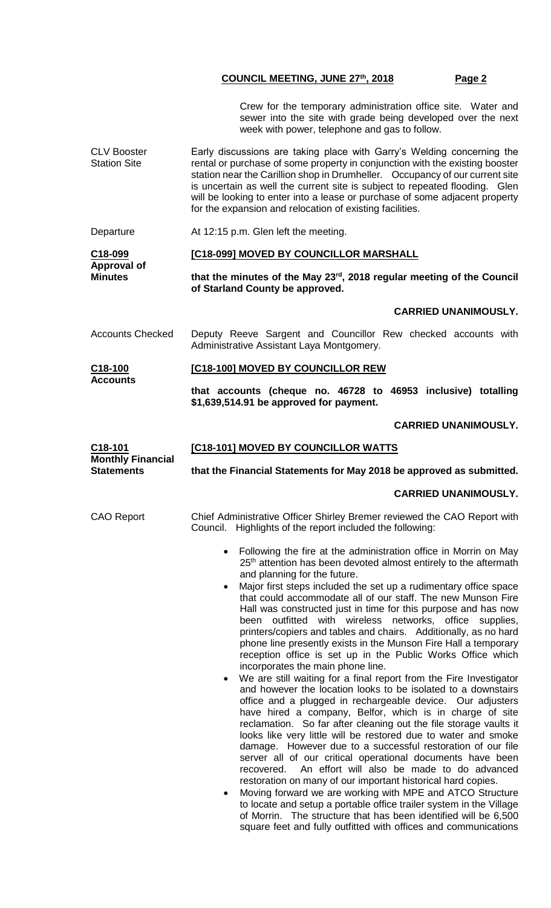Crew for the temporary administration office site. Water and sewer into the site with grade being developed over the next week with power, telephone and gas to follow.

**CLV Booster Station Site**

Early discussions are taking place with Garry's Welding concerning the rental or purchase of some property in conjunction with the existing booster station near the Carillion shop in Drumheller. Occupancy of our current site is uncertain as well the current site is subject to repeated flooding. Glen will be looking to enter into a lease or purchase of some adjacent property for the expansion and relocation of existing facilities.

**Departure**

At 12:15 p.m. Glen left the meeting.

**C18-099 Approval of Minutes**

**[C18-099] MOVED BY COUNCILLOR MARSHALL**

**that the minutes of the May 23rd, 2018 regular meeting of the Council of Starland County be approved.**

**CARRIED UNANIMOUSLY.**

**Accounts Checked**

Deputy Reeve Sargent and Councillor Rew checked accounts with Administrative Assistant Laya Montgomery.

**C18-100 Accounts**

**[C18-100] MOVED BY COUNCILLOR REW**

**that accounts (cheque no. 46728 to 46953 inclusive) totalling $1,639,514.91 be approved for payment.**

**CARRIED UNANIMOUSLY.**

**C18-101 Monthly Financial Statements**

**[C18-101] MOVED BY COUNCILLOR WATTS**

**that the Financial Statements for May 2018 be approved as submitted.**

**CARRIED UNANIMOUSLY.**

**CAO Report**

Chief Administrative Officer Shirley Bremer reviewed the CAO Report with Council. Highlights of the report included the following:

- Following the fire at the administration office in Morrin on May 25th attention has been devoted almost entirely to the aftermath and planning for the future.
- Major first steps included the set up a rudimentary office space that could accommodate all of our staff. The new Munson Fire Hall was constructed just in time for this purpose and has now been outfitted with wireless networks, office supplies, printers/copiers and tables and chairs. Additionally, as no hard phone line presently exists in the Munson Fire Hall a temporary reception office is set up in the Public Works Office which incorporates the main phone line.
- We are still waiting for a final report from the Fire Investigator and however the location looks to be isolated to a downstairs office and a plugged in rechargeable device. Our adjusters have hired a company, Belfor, which is in charge of site reclamation. So far after cleaning out the file storage vaults it looks like very little will be restored due to water and smoke damage. However due to a successful restoration of our file server all of our critical operational documents have been recovered. An effort will also be made to do advanced restoration on many of our important historical hard copies.
- Moving forward we are working with MPE and ATCO Structure to locate and setup a portable office trailer system in the Village of Morrin. The structure that has been identified will be 6,500 square feet and fully outfitted with offices and communications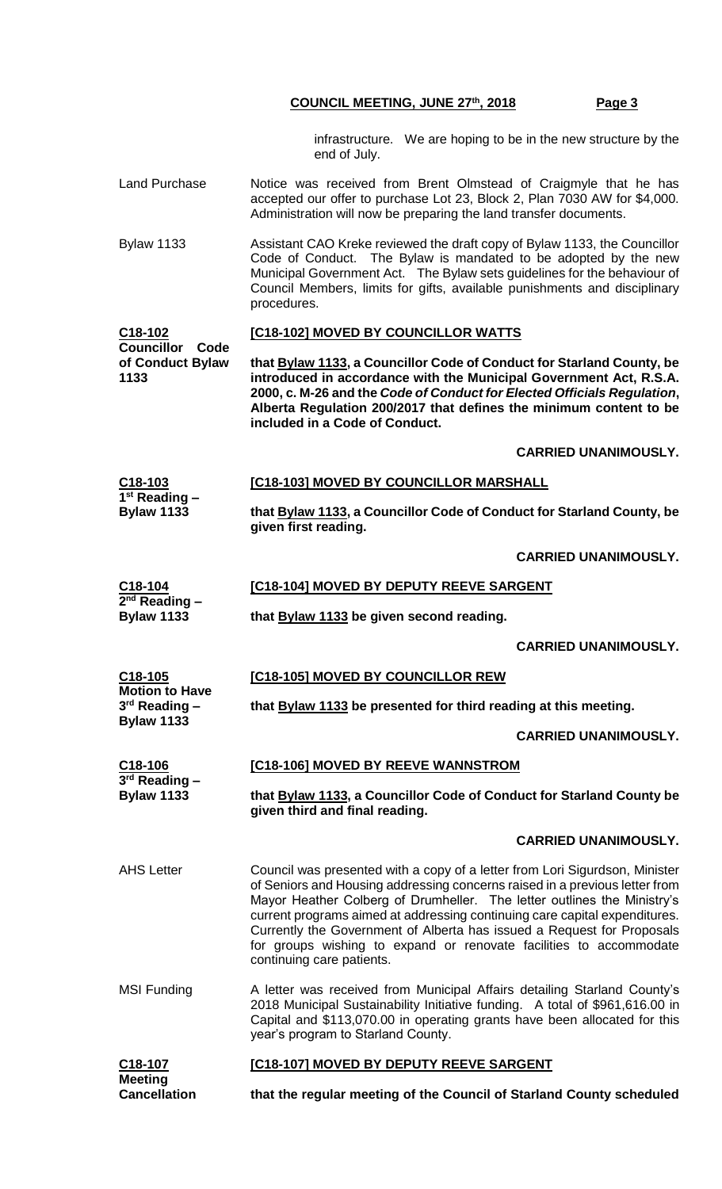infrastructure. We are hoping to be in the new structure by the end of July.

Land Purchase

Notice was received from Brent Olmstead of Craigmyle that he has accepted our offer to purchase Lot 23, Block 2, Plan 7030 AW for $4,000. Administration will now be preparing the land transfer documents.

Bylaw 1133

Assistant CAO Kreke reviewed the draft copy of Bylaw 1133, the Councillor Code of Conduct. The Bylaw is mandated to be adopted by the new Municipal Government Act. The Bylaw sets guidelines for the behaviour of Council Members, limits for gifts, available punishments and disciplinary procedures.

**C18-102**
**Councillor Code of Conduct Bylaw 1133**

**[C18-102] MOVED BY COUNCILLOR WATTS**

**that Bylaw 1133, a Councillor Code of Conduct for Starland County, be introduced in accordance with the Municipal Government Act, R.S.A. 2000, c. M-26 and the *Code of Conduct for Elected Officials Regulation*, Alberta Regulation 200/2017 that defines the minimum content to be included in a Code of Conduct.**

**CARRIED UNANIMOUSLY.**

**C18-103**
**1st Reading – Bylaw 1133**

**[C18-103] MOVED BY COUNCILLOR MARSHALL**

**that Bylaw 1133, a Councillor Code of Conduct for Starland County, be given first reading.**

**CARRIED UNANIMOUSLY.**

**C18-104**
**2nd Reading – Bylaw 1133**

**[C18-104] MOVED BY DEPUTY REEVE SARGENT**

**that Bylaw 1133 be given second reading.**

**CARRIED UNANIMOUSLY.**

**C18-105**
**Motion to Have 3rd Reading – Bylaw 1133**

**[C18-105] MOVED BY COUNCILLOR REW**

**that Bylaw 1133 be presented for third reading at this meeting.**

**CARRIED UNANIMOUSLY.**

**C18-106**
**3rd Reading – Bylaw 1133**

**[C18-106] MOVED BY REEVE WANNSTROM**

**that Bylaw 1133, a Councillor Code of Conduct for Starland County be given third and final reading.**

**CARRIED UNANIMOUSLY.**

AHS Letter

Council was presented with a copy of a letter from Lori Sigurdson, Minister of Seniors and Housing addressing concerns raised in a previous letter from Mayor Heather Colberg of Drumheller. The letter outlines the Ministry's current programs aimed at addressing continuing care capital expenditures. Currently the Government of Alberta has issued a Request for Proposals for groups wishing to expand or renovate facilities to accommodate continuing care patients.

MSI Funding

A letter was received from Municipal Affairs detailing Starland County's 2018 Municipal Sustainability Initiative funding. A total of $961,616.00 in Capital and $113,070.00 in operating grants have been allocated for this year's program to Starland County.

**C18-107**
**Meeting Cancellation**

**[C18-107] MOVED BY DEPUTY REEVE SARGENT**

**that the regular meeting of the Council of Starland County scheduled**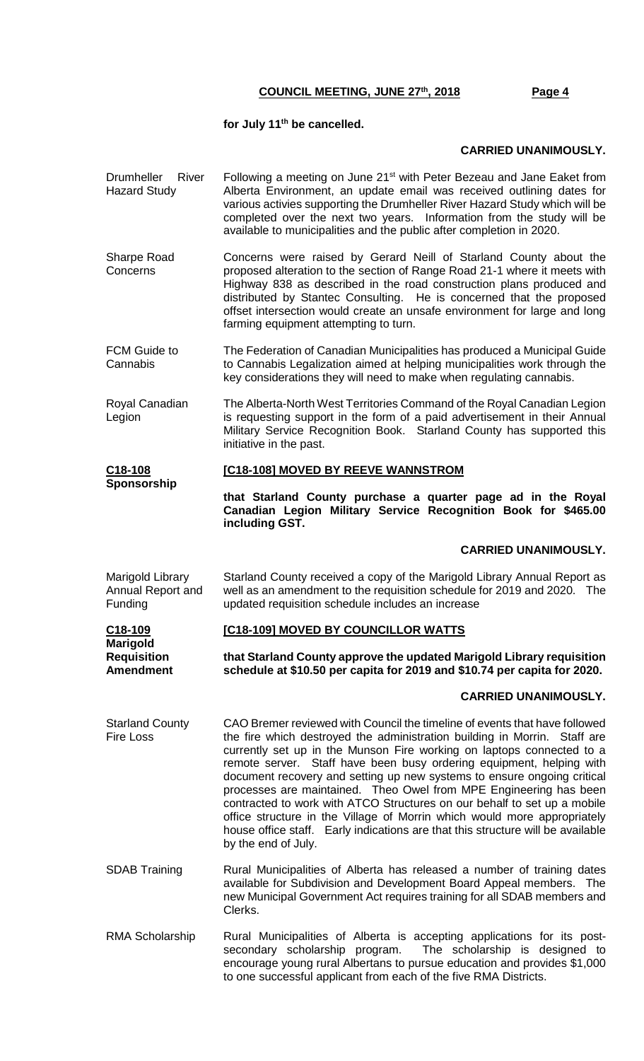**for July 11th be cancelled.**

**CARRIED UNANIMOUSLY.**

Drumheller River Hazard Study

Following a meeting on June 21st with Peter Bezeau and Jane Eaket from Alberta Environment, an update email was received outlining dates for various activies supporting the Drumheller River Hazard Study which will be completed over the next two years. Information from the study will be available to municipalities and the public after completion in 2020.

Sharpe Road Concerns

Concerns were raised by Gerard Neill of Starland County about the proposed alteration to the section of Range Road 21-1 where it meets with Highway 838 as described in the road construction plans produced and distributed by Stantec Consulting. He is concerned that the proposed offset intersection would create an unsafe environment for large and long farming equipment attempting to turn.

FCM Guide to Cannabis

The Federation of Canadian Municipalities has produced a Municipal Guide to Cannabis Legalization aimed at helping municipalities work through the key considerations they will need to make when regulating cannabis.

Royal Canadian Legion

The Alberta-North West Territories Command of the Royal Canadian Legion is requesting support in the form of a paid advertisement in their Annual Military Service Recognition Book. Starland County has supported this initiative in the past.

**C18-108 Sponsorship**

**[C18-108] MOVED BY REEVE WANNSTROM**

**that Starland County purchase a quarter page ad in the Royal Canadian Legion Military Service Recognition Book for $465.00 including GST.**

**CARRIED UNANIMOUSLY.**

Marigold Library Annual Report and Funding

Starland County received a copy of the Marigold Library Annual Report as well as an amendment to the requisition schedule for 2019 and 2020. The updated requisition schedule includes an increase

**C18-109 Marigold Requisition Amendment**

**[C18-109] MOVED BY COUNCILLOR WATTS**

**that Starland County approve the updated Marigold Library requisition schedule at $10.50 per capita for 2019 and $10.74 per capita for 2020.**

**CARRIED UNANIMOUSLY.**

Starland County Fire Loss

CAO Bremer reviewed with Council the timeline of events that have followed the fire which destroyed the administration building in Morrin. Staff are currently set up in the Munson Fire working on laptops connected to a remote server. Staff have been busy ordering equipment, helping with document recovery and setting up new systems to ensure ongoing critical processes are maintained. Theo Owel from MPE Engineering has been contracted to work with ATCO Structures on our behalf to set up a mobile office structure in the Village of Morrin which would more appropriately house office staff. Early indications are that this structure will be available by the end of July.

SDAB Training

Rural Municipalities of Alberta has released a number of training dates available for Subdivision and Development Board Appeal members. The new Municipal Government Act requires training for all SDAB members and Clerks.

RMA Scholarship

Rural Municipalities of Alberta is accepting applications for its post-secondary scholarship program. The scholarship is designed to encourage young rural Albertans to pursue education and provides $1,000 to one successful applicant from each of the five RMA Districts.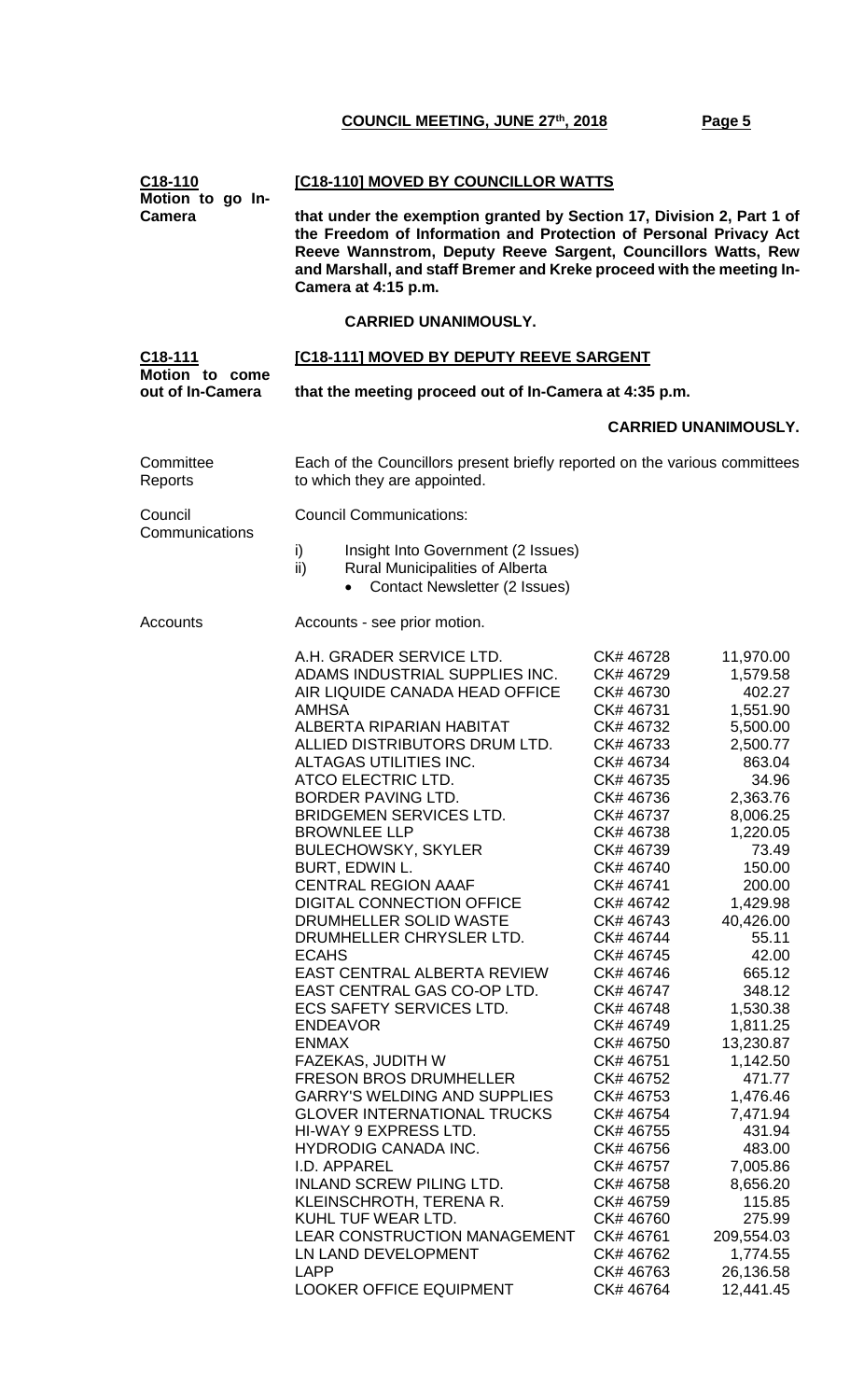| | |
|---|---|
| **C18-110** **Motion to go In-Camera** | **[C18-110] MOVED BY COUNCILLOR WATTS** |
| | **that under the exemption granted by Section 17, Division 2, Part 1 of the Freedom of Information and Protection of Personal Privacy Act Reeve Wannstrom, Deputy Reeve Sargent, Councillors Watts, Rew and Marshall, and staff Bremer and Kreke proceed with the meeting In-Camera at 4:15 p.m.** |
| | **CARRIED UNANIMOUSLY.** |
| **C18-111** **Motion to come out of In-Camera** | **[C18-111] MOVED BY DEPUTY REEVE SARGENT** |
| | **that the meeting proceed out of In-Camera at 4:35 p.m.** |
| | **CARRIED UNANIMOUSLY.** |
| Committee Reports | Each of the Councillors present briefly reported on the various committees to which they are appointed. |
| Council Communications | Council Communications: |
| | i) Insight Into Government (2 Issues) |
| | ii) Rural Municipalities of Alberta |
| | • Contact Newsletter (2 Issues) |
| Accounts | Accounts - see prior motion. |

| Vendor | Cheque | Amount |
|---|---|---|
| A.H. GRADER SERVICE LTD. | CK# 46728 | 11,970.00 |
| ADAMS INDUSTRIAL SUPPLIES INC. | CK# 46729 | 1,579.58 |
| AIR LIQUIDE CANADA HEAD OFFICE | CK# 46730 | 402.27 |
| AMHSA | CK# 46731 | 1,551.90 |
| ALBERTA RIPARIAN HABITAT | CK# 46732 | 5,500.00 |
| ALLIED DISTRIBUTORS DRUM LTD. | CK# 46733 | 2,500.77 |
| ALTAGAS UTILITIES INC. | CK# 46734 | 863.04 |
| ATCO ELECTRIC LTD. | CK# 46735 | 34.96 |
| BORDER PAVING LTD. | CK# 46736 | 2,363.76 |
| BRIDGEMEN SERVICES LTD. | CK# 46737 | 8,006.25 |
| BROWNLEE LLP | CK# 46738 | 1,220.05 |
| BULECHOWSKY, SKYLER | CK# 46739 | 73.49 |
| BURT, EDWIN L. | CK# 46740 | 150.00 |
| CENTRAL REGION AAAF | CK# 46741 | 200.00 |
| DIGITAL CONNECTION OFFICE | CK# 46742 | 1,429.98 |
| DRUMHELLER SOLID WASTE | CK# 46743 | 40,426.00 |
| DRUMHELLER CHRYSLER LTD. | CK# 46744 | 55.11 |
| ECAHS | CK# 46745 | 42.00 |
| EAST CENTRAL ALBERTA REVIEW | CK# 46746 | 665.12 |
| EAST CENTRAL GAS CO-OP LTD. | CK# 46747 | 348.12 |
| ECS SAFETY SERVICES LTD. | CK# 46748 | 1,530.38 |
| ENDEAVOR | CK# 46749 | 1,811.25 |
| ENMAX | CK# 46750 | 13,230.87 |
| FAZEKAS, JUDITH W | CK# 46751 | 1,142.50 |
| FRESON BROS DRUMHELLER | CK# 46752 | 471.77 |
| GARRY'S WELDING AND SUPPLIES | CK# 46753 | 1,476.46 |
| GLOVER INTERNATIONAL TRUCKS | CK# 46754 | 7,471.94 |
| HI-WAY 9 EXPRESS LTD. | CK# 46755 | 431.94 |
| HYDRODIG CANADA INC. | CK# 46756 | 483.00 |
| I.D. APPAREL | CK# 46757 | 7,005.86 |
| INLAND SCREW PILING LTD. | CK# 46758 | 8,656.20 |
| KLEINSCHROTH, TERENA R. | CK# 46759 | 115.85 |
| KUHL TUF WEAR LTD. | CK# 46760 | 275.99 |
| LEAR CONSTRUCTION MANAGEMENT | CK# 46761 | 209,554.03 |
| LN LAND DEVELOPMENT | CK# 46762 | 1,774.55 |
| LAPP | CK# 46763 | 26,136.58 |
| LOOKER OFFICE EQUIPMENT | CK# 46764 | 12,441.45 |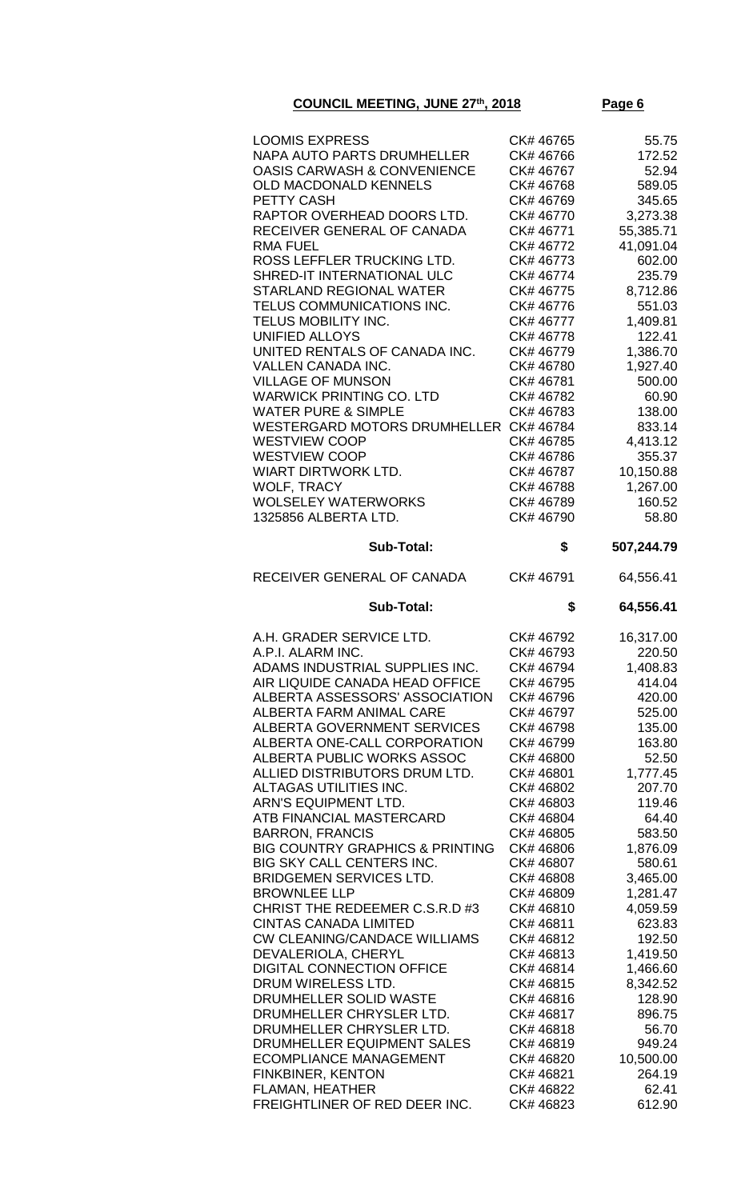**COUNCIL MEETING, JUNE 27th, 2018**

| | | |
|---|---|---|
| LOOMIS EXPRESS | CK# 46765 | 55.75 |
| NAPA AUTO PARTS DRUMHELLER | CK# 46766 | 172.52 |
| OASIS CARWASH & CONVENIENCE | CK# 46767 | 52.94 |
| OLD MACDONALD KENNELS | CK# 46768 | 589.05 |
| PETTY CASH | CK# 46769 | 345.65 |
| RAPTOR OVERHEAD DOORS LTD. | CK# 46770 | 3,273.38 |
| RECEIVER GENERAL OF CANADA | CK# 46771 | 55,385.71 |
| RMA FUEL | CK# 46772 | 41,091.04 |
| ROSS LEFFLER TRUCKING LTD. | CK# 46773 | 602.00 |
| SHRED-IT INTERNATIONAL ULC | CK# 46774 | 235.79 |
| STARLAND REGIONAL WATER | CK# 46775 | 8,712.86 |
| TELUS COMMUNICATIONS INC. | CK# 46776 | 551.03 |
| TELUS MOBILITY INC. | CK# 46777 | 1,409.81 |
| UNIFIED ALLOYS | CK# 46778 | 122.41 |
| UNITED RENTALS OF CANADA INC. | CK# 46779 | 1,386.70 |
| VALLEN CANADA INC. | CK# 46780 | 1,927.40 |
| VILLAGE OF MUNSON | CK# 46781 | 500.00 |
| WARWICK PRINTING CO. LTD | CK# 46782 | 60.90 |
| WATER PURE & SIMPLE | CK# 46783 | 138.00 |
| WESTERGARD MOTORS DRUMHELLER | CK# 46784 | 833.14 |
| WESTVIEW COOP | CK# 46785 | 4,413.12 |
| WESTVIEW COOP | CK# 46786 | 355.37 |
| WIART DIRTWORK LTD. | CK# 46787 | 10,150.88 |
| WOLF, TRACY | CK# 46788 | 1,267.00 |
| WOLSELEY WATERWORKS | CK# 46789 | 160.52 |
| 1325856 ALBERTA LTD. | CK# 46790 | 58.80 |
| **Sub-Total:** | **$** | **507,244.79** |
| RECEIVER GENERAL OF CANADA | CK# 46791 | 64,556.41 |
| **Sub-Total:** | **$** | **64,556.41** |
| A.H. GRADER SERVICE LTD. | CK# 46792 | 16,317.00 |
| A.P.I. ALARM INC. | CK# 46793 | 220.50 |
| ADAMS INDUSTRIAL SUPPLIES INC. | CK# 46794 | 1,408.83 |
| AIR LIQUIDE CANADA HEAD OFFICE | CK# 46795 | 414.04 |
| ALBERTA ASSESSORS' ASSOCIATION | CK# 46796 | 420.00 |
| ALBERTA FARM ANIMAL CARE | CK# 46797 | 525.00 |
| ALBERTA GOVERNMENT SERVICES | CK# 46798 | 135.00 |
| ALBERTA ONE-CALL CORPORATION | CK# 46799 | 163.80 |
| ALBERTA PUBLIC WORKS ASSOC | CK# 46800 | 52.50 |
| ALLIED DISTRIBUTORS DRUM LTD. | CK# 46801 | 1,777.45 |
| ALTAGAS UTILITIES INC. | CK# 46802 | 207.70 |
| ARN'S EQUIPMENT LTD. | CK# 46803 | 119.46 |
| ATB FINANCIAL MASTERCARD | CK# 46804 | 64.40 |
| BARRON, FRANCIS | CK# 46805 | 583.50 |
| BIG COUNTRY GRAPHICS & PRINTING | CK# 46806 | 1,876.09 |
| BIG SKY CALL CENTERS INC. | CK# 46807 | 580.61 |
| BRIDGEMEN SERVICES LTD. | CK# 46808 | 3,465.00 |
| BROWNLEE LLP | CK# 46809 | 1,281.47 |
| CHRIST THE REDEEMER C.S.R.D #3 | CK# 46810 | 4,059.59 |
| CINTAS CANADA LIMITED | CK# 46811 | 623.83 |
| CW CLEANING/CANDACE WILLIAMS | CK# 46812 | 192.50 |
| DEVALERIOLA, CHERYL | CK# 46813 | 1,419.50 |
| DIGITAL CONNECTION OFFICE | CK# 46814 | 1,466.60 |
| DRUM WIRELESS LTD. | CK# 46815 | 8,342.52 |
| DRUMHELLER SOLID WASTE | CK# 46816 | 128.90 |
| DRUMHELLER CHRYSLER LTD. | CK# 46817 | 896.75 |
| DRUMHELLER CHRYSLER LTD. | CK# 46818 | 56.70 |
| DRUMHELLER EQUIPMENT SALES | CK# 46819 | 949.24 |
| ECOMPLIANCE MANAGEMENT | CK# 46820 | 10,500.00 |
| FINKBINER, KENTON | CK# 46821 | 264.19 |
| FLAMAN, HEATHER | CK# 46822 | 62.41 |
| FREIGHTLINER OF RED DEER INC. | CK# 46823 | 612.90 |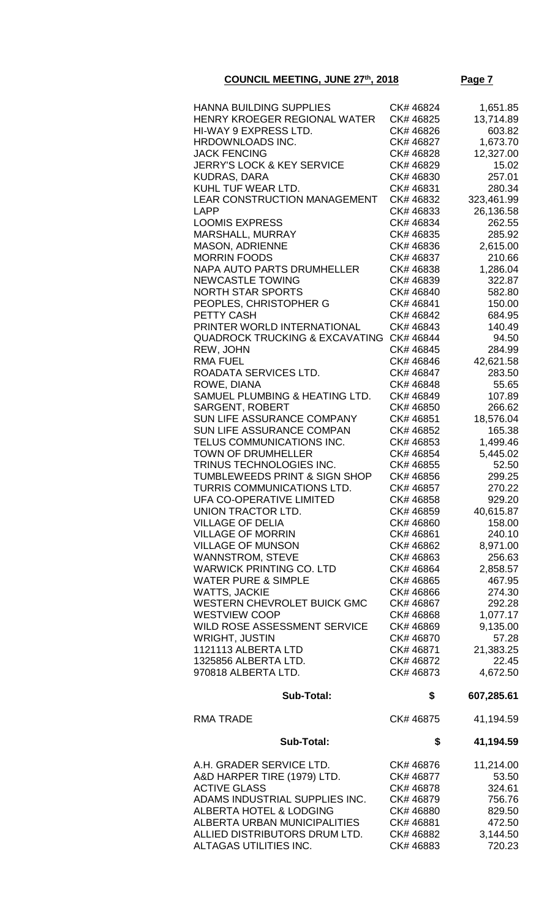**COUNCIL MEETING, JUNE 27th, 2018**

| | | |
|---|---|---|
| HANNA BUILDING SUPPLIES | CK# 46824 | 1,651.85 |
| HENRY KROEGER REGIONAL WATER | CK# 46825 | 13,714.89 |
| HI-WAY 9 EXPRESS LTD. | CK# 46826 | 603.82 |
| HRDOWNLOADS INC. | CK# 46827 | 1,673.70 |
| JACK FENCING | CK# 46828 | 12,327.00 |
| JERRY'S LOCK & KEY SERVICE | CK# 46829 | 15.02 |
| KUDRAS, DARA | CK# 46830 | 257.01 |
| KUHL TUF WEAR LTD. | CK# 46831 | 280.34 |
| LEAR CONSTRUCTION MANAGEMENT | CK# 46832 | 323,461.99 |
| LAPP | CK# 46833 | 26,136.58 |
| LOOMIS EXPRESS | CK# 46834 | 262.55 |
| MARSHALL, MURRAY | CK# 46835 | 285.92 |
| MASON, ADRIENNE | CK# 46836 | 2,615.00 |
| MORRIN FOODS | CK# 46837 | 210.66 |
| NAPA AUTO PARTS DRUMHELLER | CK# 46838 | 1,286.04 |
| NEWCASTLE TOWING | CK# 46839 | 322.87 |
| NORTH STAR SPORTS | CK# 46840 | 582.80 |
| PEOPLES, CHRISTOPHER G | CK# 46841 | 150.00 |
| PETTY CASH | CK# 46842 | 684.95 |
| PRINTER WORLD INTERNATIONAL | CK# 46843 | 140.49 |
| QUADROCK TRUCKING & EXCAVATING | CK# 46844 | 94.50 |
| REW, JOHN | CK# 46845 | 284.99 |
| RMA FUEL | CK# 46846 | 42,621.58 |
| ROADATA SERVICES LTD. | CK# 46847 | 283.50 |
| ROWE, DIANA | CK# 46848 | 55.65 |
| SAMUEL PLUMBING & HEATING LTD. | CK# 46849 | 107.89 |
| SARGENT, ROBERT | CK# 46850 | 266.62 |
| SUN LIFE ASSURANCE COMPANY | CK# 46851 | 18,576.04 |
| SUN LIFE ASSURANCE COMPAN | CK# 46852 | 165.38 |
| TELUS COMMUNICATIONS INC. | CK# 46853 | 1,499.46 |
| TOWN OF DRUMHELLER | CK# 46854 | 5,445.02 |
| TRINUS TECHNOLOGIES INC. | CK# 46855 | 52.50 |
| TUMBLEWEEDS PRINT & SIGN SHOP | CK# 46856 | 299.25 |
| TURRIS COMMUNICATIONS LTD. | CK# 46857 | 270.22 |
| UFA CO-OPERATIVE LIMITED | CK# 46858 | 929.20 |
| UNION TRACTOR LTD. | CK# 46859 | 40,615.87 |
| VILLAGE OF DELIA | CK# 46860 | 158.00 |
| VILLAGE OF MORRIN | CK# 46861 | 240.10 |
| VILLAGE OF MUNSON | CK# 46862 | 8,971.00 |
| WANNSTROM, STEVE | CK# 46863 | 256.63 |
| WARWICK PRINTING CO. LTD | CK# 46864 | 2,858.57 |
| WATER PURE & SIMPLE | CK# 46865 | 467.95 |
| WATTS, JACKIE | CK# 46866 | 274.30 |
| WESTERN CHEVROLET BUICK GMC | CK# 46867 | 292.28 |
| WESTVIEW COOP | CK# 46868 | 1,077.17 |
| WILD ROSE ASSESSMENT SERVICE | CK# 46869 | 9,135.00 |
| WRIGHT, JUSTIN | CK# 46870 | 57.28 |
| 1121113 ALBERTA LTD | CK# 46871 | 21,383.25 |
| 1325856 ALBERTA LTD. | CK# 46872 | 22.45 |
| 970818 ALBERTA LTD. | CK# 46873 | 4,672.50 |
| **Sub-Total:** | **$** | **607,285.61** |
| RMA TRADE | CK# 46875 | 41,194.59 |
| **Sub-Total:** | **$** | **41,194.59** |
| A.H. GRADER SERVICE LTD. | CK# 46876 | 11,214.00 |
| A&D HARPER TIRE (1979) LTD. | CK# 46877 | 53.50 |
| ACTIVE GLASS | CK# 46878 | 324.61 |
| ADAMS INDUSTRIAL SUPPLIES INC. | CK# 46879 | 756.76 |
| ALBERTA HOTEL & LODGING | CK# 46880 | 829.50 |
| ALBERTA URBAN MUNICIPALITIES | CK# 46881 | 472.50 |
| ALLIED DISTRIBUTORS DRUM LTD. | CK# 46882 | 3,144.50 |
| ALTAGAS UTILITIES INC. | CK# 46883 | 720.23 |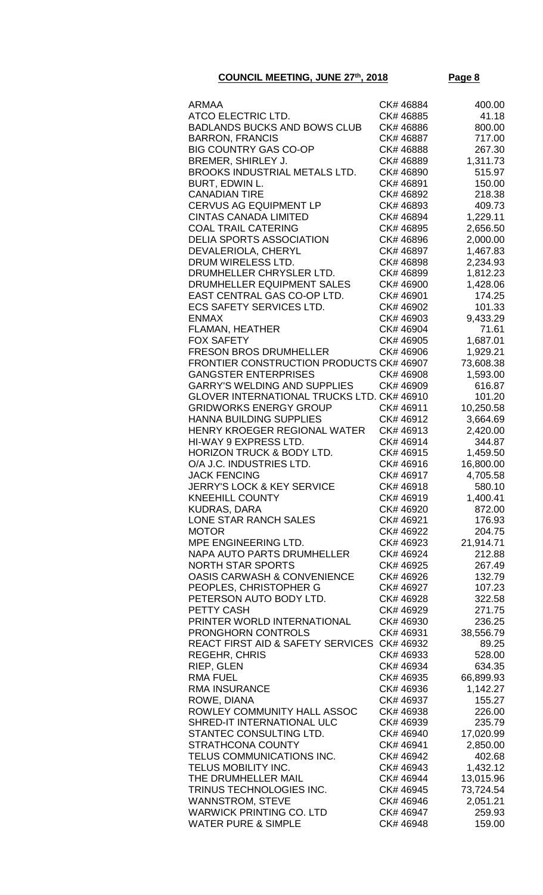| | | |
|---|---|---|
| ARMAA | CK# 46884 | 400.00 |
| ATCO ELECTRIC LTD. | CK# 46885 | 41.18 |
| BADLANDS BUCKS AND BOWS CLUB | CK# 46886 | 800.00 |
| BARRON, FRANCIS | CK# 46887 | 717.00 |
| BIG COUNTRY GAS CO-OP | CK# 46888 | 267.30 |
| BREMER, SHIRLEY J. | CK# 46889 | 1,311.73 |
| BROOKS INDUSTRIAL METALS LTD. | CK# 46890 | 515.97 |
| BURT, EDWIN L. | CK# 46891 | 150.00 |
| CANADIAN TIRE | CK# 46892 | 218.38 |
| CERVUS AG EQUIPMENT LP | CK# 46893 | 409.73 |
| CINTAS CANADA LIMITED | CK# 46894 | 1,229.11 |
| COAL TRAIL CATERING | CK# 46895 | 2,656.50 |
| DELIA SPORTS ASSOCIATION | CK# 46896 | 2,000.00 |
| DEVALERIOLA, CHERYL | CK# 46897 | 1,467.83 |
| DRUM WIRELESS LTD. | CK# 46898 | 2,234.93 |
| DRUMHELLER CHRYSLER LTD. | CK# 46899 | 1,812.23 |
| DRUMHELLER EQUIPMENT SALES | CK# 46900 | 1,428.06 |
| EAST CENTRAL GAS CO-OP LTD. | CK# 46901 | 174.25 |
| ECS SAFETY SERVICES LTD. | CK# 46902 | 101.33 |
| ENMAX | CK# 46903 | 9,433.29 |
| FLAMAN, HEATHER | CK# 46904 | 71.61 |
| FOX SAFETY | CK# 46905 | 1,687.01 |
| FRESON BROS DRUMHELLER | CK# 46906 | 1,929.21 |
| FRONTIER CONSTRUCTION PRODUCTS | CK# 46907 | 73,608.38 |
| GANGSTER ENTERPRISES | CK# 46908 | 1,593.00 |
| GARRY'S WELDING AND SUPPLIES | CK# 46909 | 616.87 |
| GLOVER INTERNATIONAL TRUCKS LTD. | CK# 46910 | 101.20 |
| GRIDWORKS ENERGY GROUP | CK# 46911 | 10,250.58 |
| HANNA BUILDING SUPPLIES | CK# 46912 | 3,664.69 |
| HENRY KROEGER REGIONAL WATER | CK# 46913 | 2,420.00 |
| HI-WAY 9 EXPRESS LTD. | CK# 46914 | 344.87 |
| HORIZON TRUCK & BODY LTD. | CK# 46915 | 1,459.50 |
| O/A J.C. INDUSTRIES LTD. | CK# 46916 | 16,800.00 |
| JACK FENCING | CK# 46917 | 4,705.58 |
| JERRY'S LOCK & KEY SERVICE | CK# 46918 | 580.10 |
| KNEEHILL COUNTY | CK# 46919 | 1,400.41 |
| KUDRAS, DARA | CK# 46920 | 872.00 |
| LONE STAR RANCH SALES | CK# 46921 | 176.93 |
| MOTOR | CK# 46922 | 204.75 |
| MPE ENGINEERING LTD. | CK# 46923 | 21,914.71 |
| NAPA AUTO PARTS DRUMHELLER | CK# 46924 | 212.88 |
| NORTH STAR SPORTS | CK# 46925 | 267.49 |
| OASIS CARWASH & CONVENIENCE | CK# 46926 | 132.79 |
| PEOPLES, CHRISTOPHER G | CK# 46927 | 107.23 |
| PETERSON AUTO BODY LTD. | CK# 46928 | 322.58 |
| PETTY CASH | CK# 46929 | 271.75 |
| PRINTER WORLD INTERNATIONAL | CK# 46930 | 236.25 |
| PRONGHORN CONTROLS | CK# 46931 | 38,556.79 |
| REACT FIRST AID & SAFETY SERVICES | CK# 46932 | 89.25 |
| REGEHR, CHRIS | CK# 46933 | 528.00 |
| RIEP, GLEN | CK# 46934 | 634.35 |
| RMA FUEL | CK# 46935 | 66,899.93 |
| RMA INSURANCE | CK# 46936 | 1,142.27 |
| ROWE, DIANA | CK# 46937 | 155.27 |
| ROWLEY COMMUNITY HALL ASSOC | CK# 46938 | 226.00 |
| SHRED-IT INTERNATIONAL ULC | CK# 46939 | 235.79 |
| STANTEC CONSULTING LTD. | CK# 46940 | 17,020.99 |
| STRATHCONA COUNTY | CK# 46941 | 2,850.00 |
| TELUS COMMUNICATIONS INC. | CK# 46942 | 402.68 |
| TELUS MOBILITY INC. | CK# 46943 | 1,432.12 |
| THE DRUMHELLER MAIL | CK# 46944 | 13,015.96 |
| TRINUS TECHNOLOGIES INC. | CK# 46945 | 73,724.54 |
| WANNSTROM, STEVE | CK# 46946 | 2,051.21 |
| WARWICK PRINTING CO. LTD | CK# 46947 | 259.93 |
| WATER PURE & SIMPLE | CK# 46948 | 159.00 |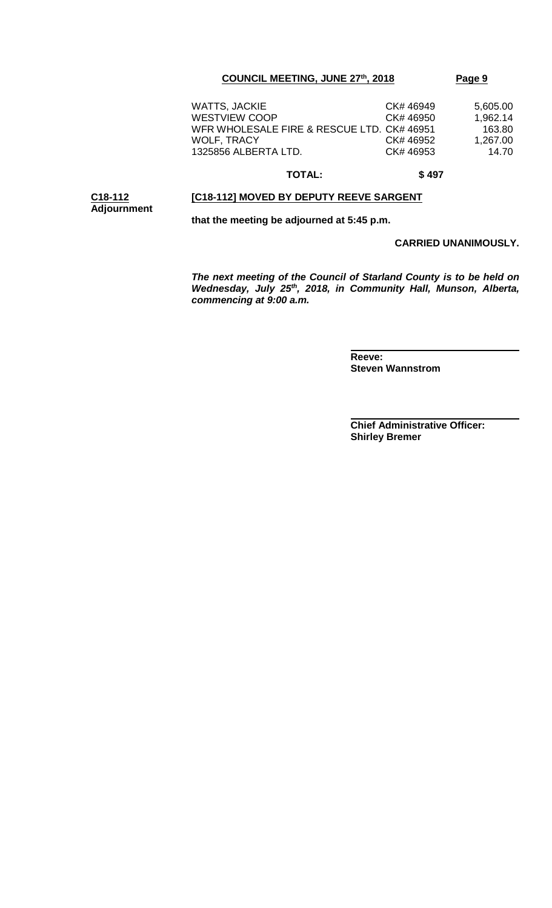| | | |
|---|---|---|
| WATTS, JACKIE | CK# 46949 | 5,605.00 |
| WESTVIEW COOP | CK# 46950 | 1,962.14 |
| WFR WHOLESALE FIRE & RESCUE LTD. | CK# 46951 | 163.80 |
| WOLF, TRACY | CK# 46952 | 1,267.00 |
| 1325856 ALBERTA LTD. | CK# 46953 | 14.70 |

**TOTAL: $ 497**

**C18-112**
**Adjournment**

**[C18-112] MOVED BY DEPUTY REEVE SARGENT**

**that the meeting be adjourned at 5:45 p.m.**

**CARRIED UNANIMOUSLY.**

***The next meeting of the Council of Starland County is to be held on Wednesday, July 25th, 2018, in Community Hall, Munson, Alberta, commencing at 9:00 a.m.***

**Reeve:**
**Steven Wannstrom**

**Chief Administrative Officer:**
**Shirley Bremer**